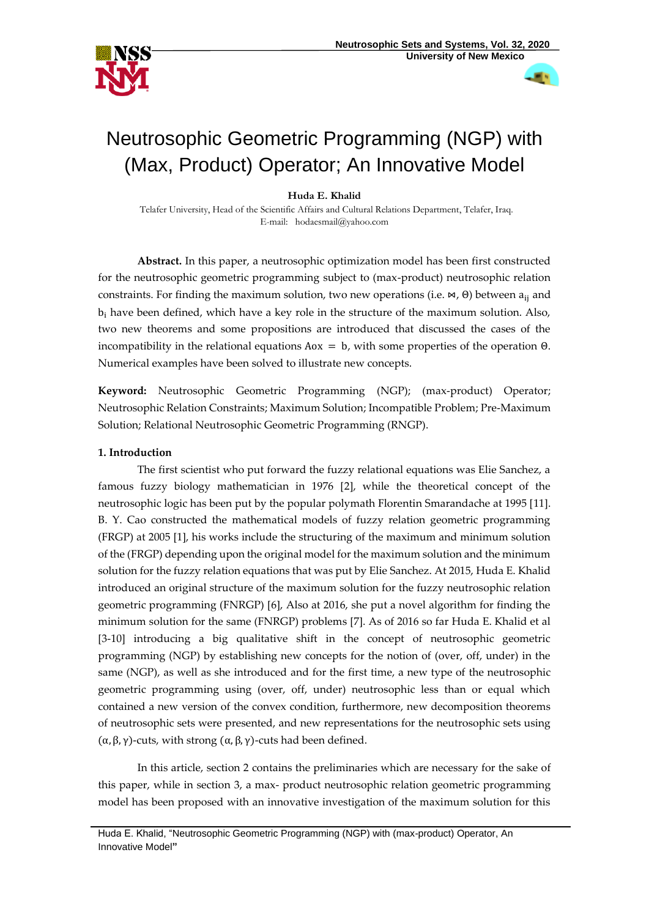# Neutrosophic Geometric Programming (NGP) with (Max, Product) Operator; An Innovative Model

**Huda E. Khalid**

Telafer University, Head of the Scientific Affairs and Cultural Relations Department, Telafer, Iraq.
E-mail: hodaesmail@yahoo.com

**Abstract.** In this paper, a neutrosophic optimization model has been first constructed for the neutrosophic geometric programming subject to (max-product) neutrosophic relation constraints. For finding the maximum solution, two new operations (i.e. $\bowtie$, $\Theta$) between $a_{ij}$ and $b_i$ have been defined, which have a key role in the structure of the maximum solution. Also, two new theorems and some propositions are introduced that discussed the cases of the incompatibility in the relational equations $A \circ x = b$, with some properties of the operation $\Theta$. Numerical examples have been solved to illustrate new concepts.

**Keyword:** Neutrosophic Geometric Programming (NGP); (max-product) Operator; Neutrosophic Relation Constraints; Maximum Solution; Incompatible Problem; Pre-Maximum Solution; Relational Neutrosophic Geometric Programming (RNGP).

## 1. Introduction

The first scientist who put forward the fuzzy relational equations was Elie Sanchez, a famous fuzzy biology mathematician in 1976 [2], while the theoretical concept of the neutrosophic logic has been put by the popular polymath Florentin Smarandache at 1995 [11]. B. Y. Cao constructed the mathematical models of fuzzy relation geometric programming (FRGP) at 2005 [1], his works include the structuring of the maximum and minimum solution of the (FRGP) depending upon the original model for the maximum solution and the minimum solution for the fuzzy relation equations that was put by Elie Sanchez. At 2015, Huda E. Khalid introduced an original structure of the maximum solution for the fuzzy neutrosophic relation geometric programming (FNRGP) [6], Also at 2016, she put a novel algorithm for finding the minimum solution for the same (FNRGP) problems [7]. As of 2016 so far Huda E. Khalid et al [3-10] introducing a big qualitative shift in the concept of neutrosophic geometric programming (NGP) by establishing new concepts for the notion of (over, off, under) in the same (NGP), as well as she introduced and for the first time, a new type of the neutrosophic geometric programming using (over, off, under) neutrosophic less than or equal which contained a new version of the convex condition, furthermore, new decomposition theorems of neutrosophic sets were presented, and new representations for the neutrosophic sets using $(\alpha, \beta, \gamma)$-cuts, with strong $(\alpha, \beta, \gamma)$-cuts had been defined.

In this article, section 2 contains the preliminaries which are necessary for the sake of this paper, while in section 3, a max- product neutrosophic relation geometric programming model has been proposed with an innovative investigation of the maximum solution for this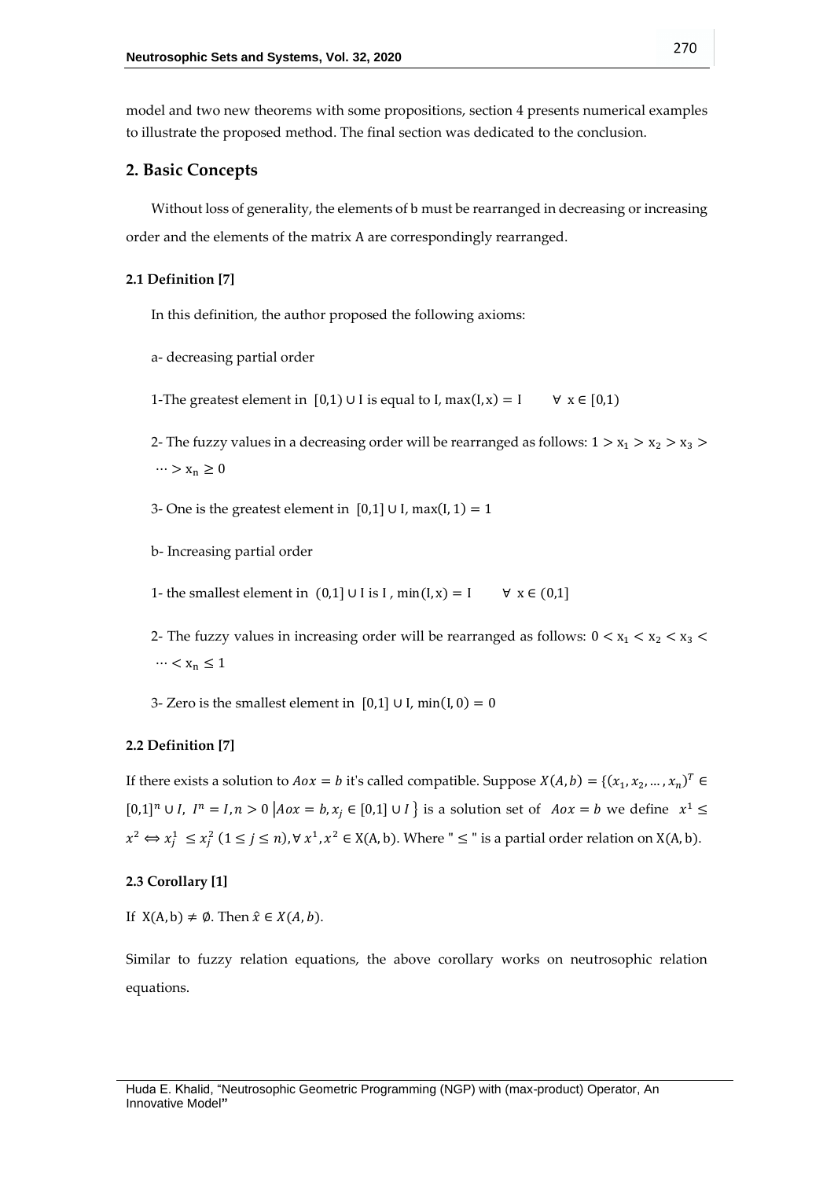model and two new theorems with some propositions, section 4 presents numerical examples to illustrate the proposed method. The final section was dedicated to the conclusion.

## 2. Basic Concepts

Without loss of generality, the elements of b must be rearranged in decreasing or increasing order and the elements of the matrix A are correspondingly rearranged.

### 2.1 Definition [7]

In this definition, the author proposed the following axioms:

a- decreasing partial order

1-The greatest element in $[0,1) \cup \mathrm{I}$ is equal to I, $\max(\mathrm{I}, \mathrm{x}) = \mathrm{I} \quad \forall\ \mathrm{x} \in [0,1)$

2- The fuzzy values in a decreasing order will be rearranged as follows: $1 > \mathrm{x}_1 > \mathrm{x}_2 > \mathrm{x}_3 > \cdots > \mathrm{x}_\mathrm{n} \geq 0$

3- One is the greatest element in $[0,1] \cup \mathrm{I}$, $\max(\mathrm{I}, 1) = 1$

b- Increasing partial order

1- the smallest element in $(0,1] \cup \mathrm{I}$ is I , $\min(\mathrm{I}, \mathrm{x}) = \mathrm{I} \quad \forall\ \mathrm{x} \in (0,1]$

2- The fuzzy values in increasing order will be rearranged as follows: $0 < \mathrm{x}_1 < \mathrm{x}_2 < \mathrm{x}_3 < \cdots < \mathrm{x}_\mathrm{n} \leq 1$

3- Zero is the smallest element in $[0,1] \cup \mathrm{I}$, $\min(\mathrm{I}, 0) = 0$

### 2.2 Definition [7]

If there exists a solution to $Aox = b$ it's called compatible. Suppose $X(A,b) = \{(x_1, x_2, \ldots, x_n)^T \in [0,1]^n \cup I,\ I^n = I, n > 0 \,\middle|\, Aox = b, x_j \in [0,1] \cup I\}$ is a solution set of $Aox = b$ we define $x^1 \leq x^2 \Leftrightarrow x_j^1 \leq x_j^2\ (1 \leq j \leq n), \forall\, x^1, x^2 \in \mathrm{X}(\mathrm{A}, \mathrm{b})$. Where " $\leq$ " is a partial order relation on $\mathrm{X}(\mathrm{A}, \mathrm{b})$.

### 2.3 Corollary [1]

If $\mathrm{X}(\mathrm{A}, \mathrm{b}) \neq \emptyset$. Then $\hat{x} \in X(A, b)$.

Similar to fuzzy relation equations, the above corollary works on neutrosophic relation equations.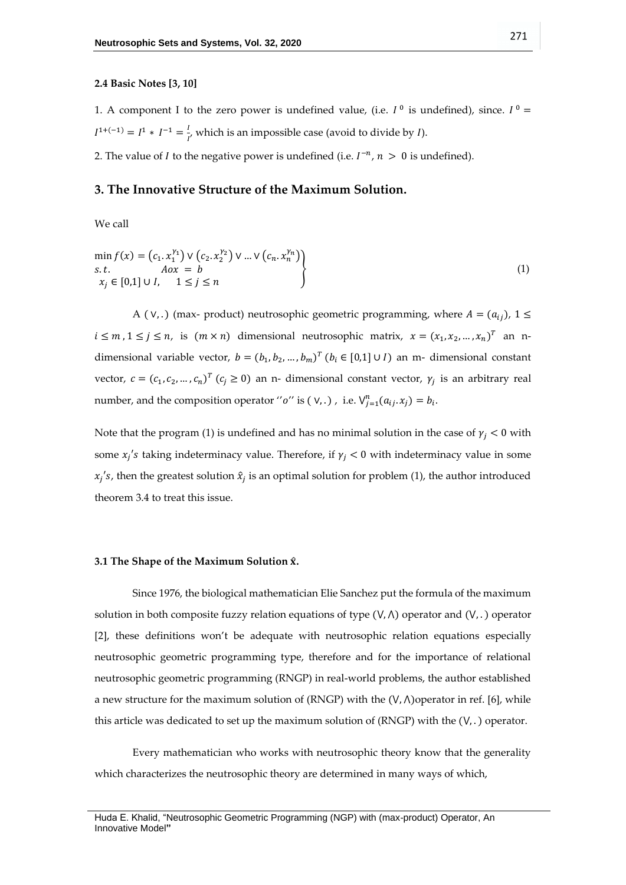#### 2.4 Basic Notes [3, 10]

1. A component I to the zero power is undefined value, (i.e. $I^0$ is undefined), since. $I^0 = I^{1+(-1)} = I^1 * I^{-1} = \frac{I}{I}$, which is an impossible case (avoid to divide by $I$).

2. The value of $I$ to the negative power is undefined (i.e. $I^{-n}$, $n > 0$ is undefined).

## 3. The Innovative Structure of the Maximum Solution.

We call

$$\left.\begin{array}{l} \min f(x) = \left(c_1 . x_1^{\gamma_1}\right) \vee \left(c_2 . x_2^{\gamma_2}\right) \vee \ldots \vee \left(c_n . x_n^{\gamma_n}\right) \\ s.t. \qquad\qquad Aox = b \\ x_j \in [0,1] \cup I, \quad 1 \leq j \leq n \end{array}\right\} \tag{1}$$

A $(\vee,.)$ (max- product) neutrosophic geometric programming, where $A = (a_{ij})$, $1 \leq i \leq m$, $1 \leq j \leq n$, is $(m \times n)$ dimensional neutrosophic matrix, $x = (x_1, x_2, \ldots, x_n)^T$ an n-dimensional variable vector, $b = (b_1, b_2, \ldots, b_m)^T$ $(b_i \in [0,1] \cup I)$ an m- dimensional constant vector, $c = (c_1, c_2, \ldots, c_n)^T$ $(c_j \geq 0)$ an n- dimensional constant vector, $\gamma_j$ is an arbitrary real number, and the composition operator ''$o$'' is $(\vee,.)$ , i.e. $\vee_{j=1}^{n}(a_{ij}.x_j) = b_i$.

Note that the program (1) is undefined and has no minimal solution in the case of $\gamma_j < 0$ with some $x_j's$ taking indeterminacy value. Therefore, if $\gamma_j < 0$ with indeterminacy value in some $x_j's$, then the greatest solution $\hat{x}_j$ is an optimal solution for problem (1), the author introduced theorem 3.4 to treat this issue.

### 3.1 The Shape of the Maximum Solution $\hat{x}$.

Since 1976, the biological mathematician Elie Sanchez put the formula of the maximum solution in both composite fuzzy relation equations of type $(\vee,\wedge)$ operator and $(\vee,.)$ operator [2], these definitions won't be adequate with neutrosophic relation equations especially neutrosophic geometric programming type, therefore and for the importance of relational neutrosophic geometric programming (RNGP) in real-world problems, the author established a new structure for the maximum solution of (RNGP) with the $(\vee,\wedge)$operator in ref. [6], while this article was dedicated to set up the maximum solution of (RNGP) with the $(\vee,.)$ operator.

Every mathematician who works with neutrosophic theory know that the generality which characterizes the neutrosophic theory are determined in many ways of which,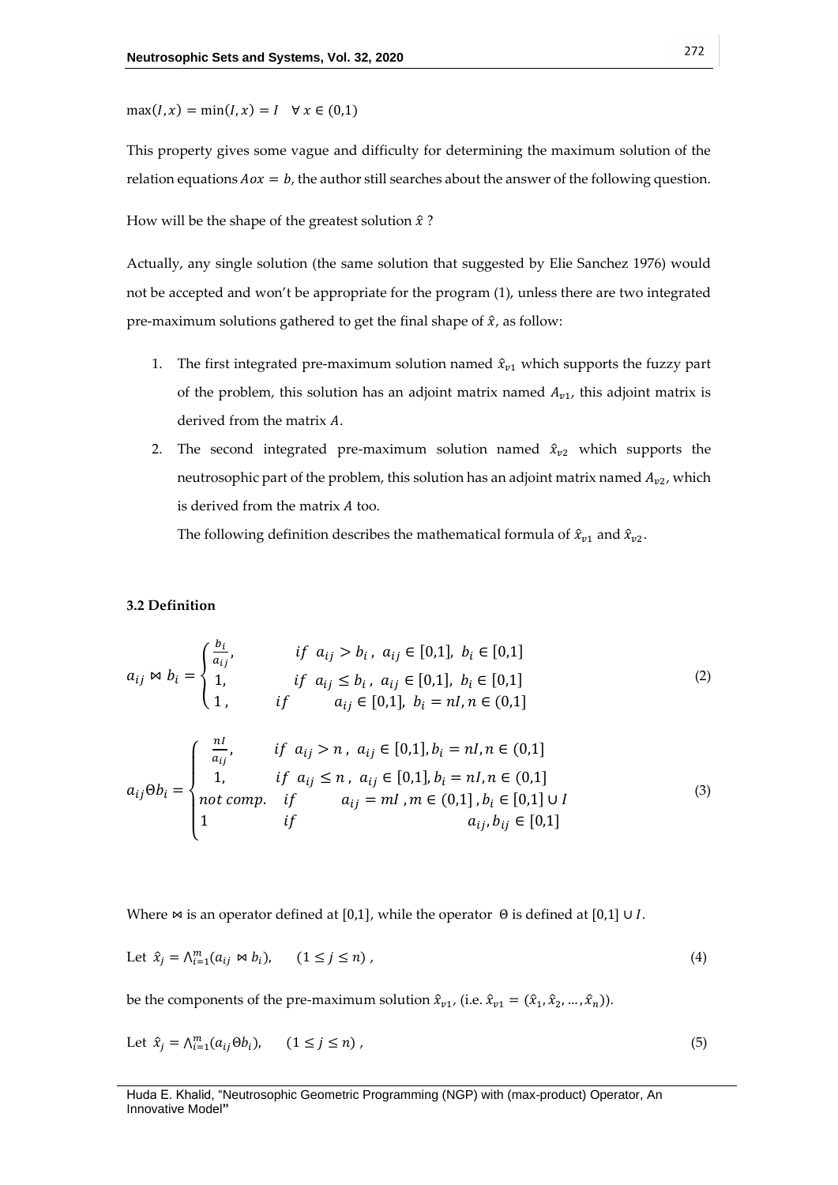$\max(I, x) = \min(I, x) = I \quad \forall\, x \in (0,1)$

This property gives some vague and difficulty for determining the maximum solution of the relation equations $Aox = b$, the author still searches about the answer of the following question.

How will be the shape of the greatest solution $\hat{x}$ ?

Actually, any single solution (the same solution that suggested by Elie Sanchez 1976) would not be accepted and won't be appropriate for the program (1), unless there are two integrated pre-maximum solutions gathered to get the final shape of $\hat{x}$, as follow:

1. The first integrated pre-maximum solution named $\hat{x}_{v1}$ which supports the fuzzy part of the problem, this solution has an adjoint matrix named $A_{v1}$, this adjoint matrix is derived from the matrix $A$.
2. The second integrated pre-maximum solution named $\hat{x}_{v2}$ which supports the neutrosophic part of the problem, this solution has an adjoint matrix named $A_{v2}$, which is derived from the matrix $A$ too.

   The following definition describes the mathematical formula of $\hat{x}_{v1}$ and $\hat{x}_{v2}$.

### 3.2 Definition

$$a_{ij} \bowtie b_i = \begin{cases} \frac{b_i}{a_{ij}}, & if \;\; a_{ij} > b_i\,,\; a_{ij} \in [0,1],\; b_i \in [0,1] \\ 1, & if \;\; a_{ij} \le b_i\,,\; a_{ij} \in [0,1],\; b_i \in [0,1] \\ 1\,, & if \qquad a_{ij} \in [0,1],\; b_i = nI, n \in (0,1] \end{cases} \tag{2}$$

$$a_{ij}\Theta b_i = \begin{cases} \frac{nI}{a_{ij}}, & if \;\; a_{ij} > n\,,\; a_{ij} \in [0,1], b_i = nI, n \in (0,1] \\ 1, & if \;\; a_{ij} \le n\,,\; a_{ij} \in [0,1], b_i = nI, n \in (0,1] \\ not\ comp. & if \qquad a_{ij} = mI\,, m \in (0,1]\,, b_i \in [0,1] \cup I \\ 1 & if \qquad\qquad\qquad a_{ij}, b_{ij} \in [0,1] \end{cases} \tag{3}$$

Where $\bowtie$ is an operator defined at $[0,1]$, while the operator $\Theta$ is defined at $[0,1] \cup I$.

Let $\hat{x}_j = \wedge_{i=1}^{m}(a_{ij} \bowtie b_i), \qquad (1 \le j \le n)\,,$ (4)

be the components of the pre-maximum solution $\hat{x}_{v1}$, (i.e. $\hat{x}_{v1} = (\hat{x}_1, \hat{x}_2, \dots, \hat{x}_n)$).

Let $\hat{x}_j = \wedge_{i=1}^{m}(a_{ij}\Theta b_i), \qquad (1 \le j \le n)\,,$ (5)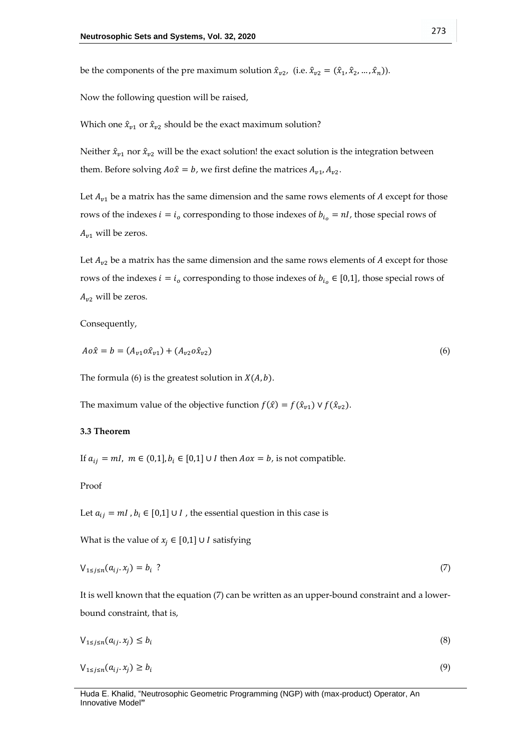be the components of the pre maximum solution $\hat{x}_{v2}$, (i.e. $\hat{x}_{v2} = (\hat{x}_1, \hat{x}_2, \dots, \hat{x}_n)$).

Now the following question will be raised,

Which one $\hat{x}_{v1}$ or $\hat{x}_{v2}$ should be the exact maximum solution?

Neither $\hat{x}_{v1}$ nor $\hat{x}_{v2}$ will be the exact solution! the exact solution is the integration between them. Before solving $Ao\hat{x} = b$, we first define the matrices $A_{v1}, A_{v2}$.

Let $A_{v1}$ be a matrix has the same dimension and the same rows elements of $A$ except for those rows of the indexes $i = i_o$ corresponding to those indexes of $b_{i_o} = nI$, those special rows of $A_{v1}$ will be zeros.

Let $A_{v2}$ be a matrix has the same dimension and the same rows elements of $A$ except for those rows of the indexes $i = i_o$ corresponding to those indexes of $b_{i_o} \in [0,1]$, those special rows of $A_{v2}$ will be zeros.

Consequently,

$$Ao\hat{x} = b = (A_{v1}o\hat{x}_{v1}) + (A_{v2}o\hat{x}_{v2}) \tag{6}$$

The formula (6) is the greatest solution in $X(A, b)$.

The maximum value of the objective function $f(\hat{x}) = f(\hat{x}_{v1}) \vee f(\hat{x}_{v2})$.

**3.3 Theorem**

If $a_{ij} = mI,\ m \in (0,1], b_i \in [0,1] \cup I$ then $Aox = b$, is not compatible.

Proof

Let $a_{ij} = mI$, $b_i \in [0,1] \cup I$ , the essential question in this case is

What is the value of $x_j \in [0,1] \cup I$ satisfying

$$\vee_{1 \le j \le n}(a_{ij}.x_j) = b_i \ ? \tag{7}$$

It is well known that the equation (7) can be written as an upper-bound constraint and a lower-bound constraint, that is,

$$\vee_{1 \le j \le n}(a_{ij}.x_j) \le b_i \tag{8}$$

$$\vee_{1 \le j \le n}(a_{ij}.x_j) \ge b_i \tag{9}$$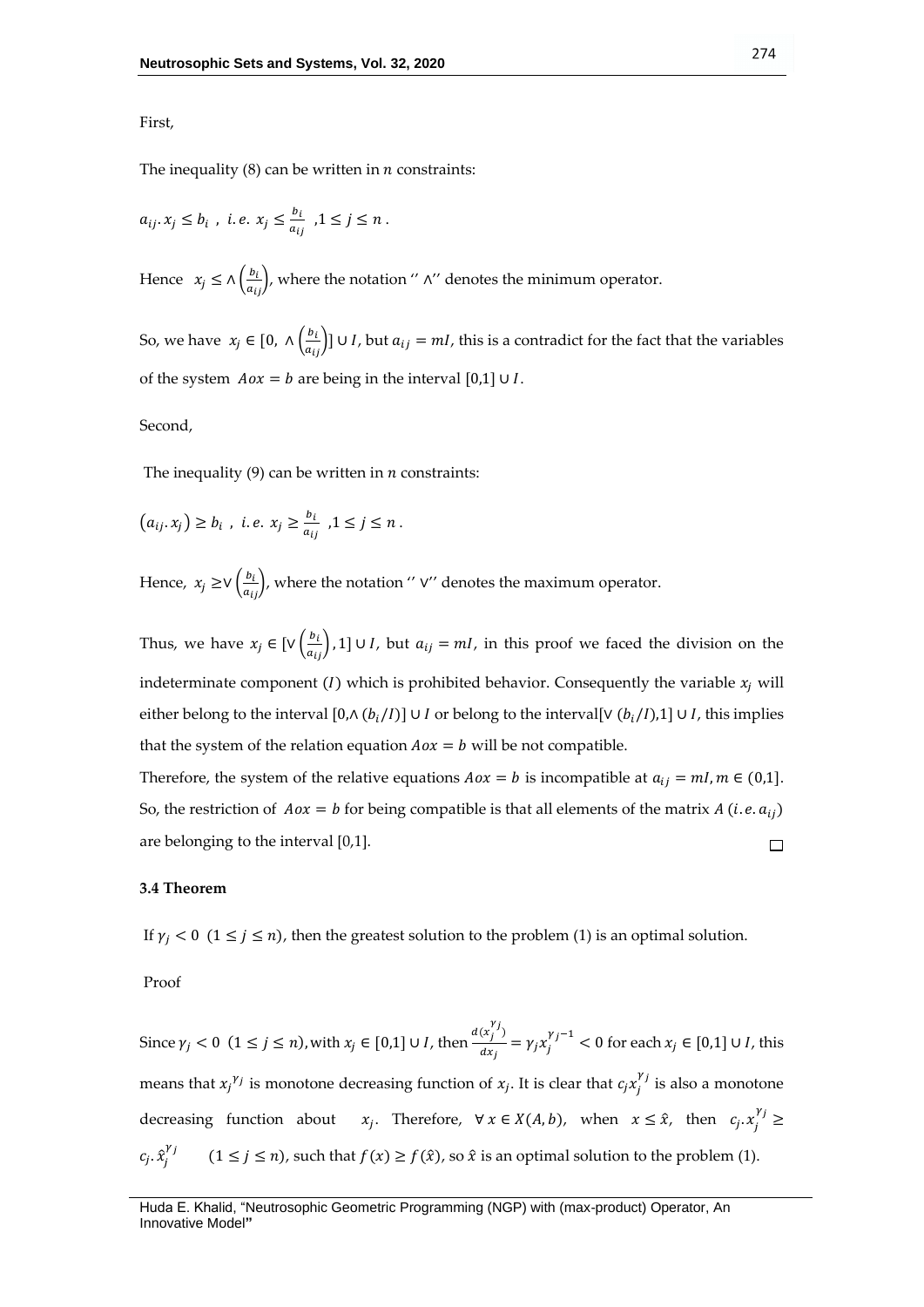First,

The inequality (8) can be written in $n$ constraints:

$a_{ij}.x_j \leq b_i$ , *i.e.* $x_j \leq \frac{b_i}{a_{ij}}$ $,1 \leq j \leq n$ .

Hence $x_j \leq \wedge\left(\frac{b_i}{a_{ij}}\right)$, where the notation '' $\wedge$'' denotes the minimum operator.

So, we have $x_j \in [0, \wedge\left(\frac{b_i}{a_{ij}}\right)] \cup I$, but $a_{ij} = mI$, this is a contradict for the fact that the variables of the system $Aox = b$ are being in the interval $[0,1] \cup I$.

Second,

The inequality (9) can be written in $n$ constraints:

$\left(a_{ij}.x_j\right) \geq b_i$ , *i.e.* $x_j \geq \frac{b_i}{a_{ij}}$ $,1 \leq j \leq n$ .

Hence, $x_j \geq \vee\left(\frac{b_i}{a_{ij}}\right)$, where the notation '' $\vee$'' denotes the maximum operator.

Thus, we have $x_j \in [\vee\left(\frac{b_i}{a_{ij}}\right), 1] \cup I$, but $a_{ij} = mI$, in this proof we faced the division on the indeterminate component ($I$) which is prohibited behavior. Consequently the variable $x_j$ will either belong to the interval $[0, \wedge(b_i/I)] \cup I$ or belong to the interval$[\vee(b_i/I), 1] \cup I$, this implies that the system of the relation equation $Aox = b$ will be not compatible.

Therefore, the system of the relative equations $Aox = b$ is incompatible at $a_{ij} = mI, m \in (0,1]$. So, the restriction of $Aox = b$ for being compatible is that all elements of the matrix $A$ ($i.e.\ a_{ij}$) are belonging to the interval [0,1]. □

### 3.4 Theorem

If $\gamma_j < 0$ $(1 \leq j \leq n)$, then the greatest solution to the problem (1) is an optimal solution.

Proof

Since $\gamma_j < 0$ $(1 \leq j \leq n)$, with $x_j \in [0,1] \cup I$, then $\frac{d(x_j^{\gamma_j})}{dx_j} = \gamma_j x_j^{\gamma_j - 1} < 0$ for each $x_j \in [0,1] \cup I$, this means that $x_j^{\gamma_j}$ is monotone decreasing function of $x_j$. It is clear that $c_j x_j^{\gamma_j}$ is also a monotone decreasing function about $x_j$. Therefore, $\forall\, x \in X(A, b)$, when $x \leq \hat{x}$, then $c_j.x_j^{\gamma_j} \geq c_j.\hat{x}_j^{\gamma_j}$ $(1 \leq j \leq n)$, such that $f(x) \geq f(\hat{x})$, so $\hat{x}$ is an optimal solution to the problem (1).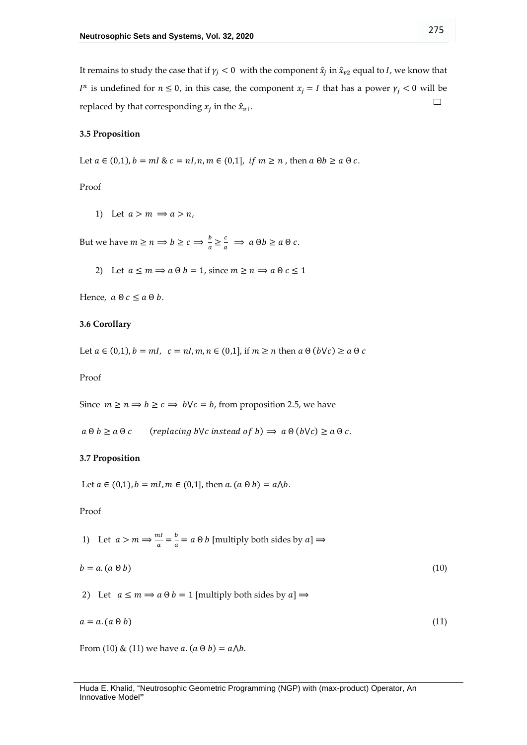It remains to study the case that if $\gamma_j < 0$ with the component $\hat{x}_j$ in $\hat{x}_{v2}$ equal to $I$, we know that $I^n$ is undefined for $n \leq 0$, in this case, the component $x_j = I$ that has a power $\gamma_j < 0$ will be replaced by that corresponding $x_j$ in the $\hat{x}_{v1}$. $\square$

**3.5 Proposition**

Let $a \in (0,1), b = mI$ & $c = nI, n, m \in (0,1]$, $if\ m \geq n$ , then $a\ \Theta b \geq a\ \Theta\ c$.

Proof

1) Let $a > m \implies a > n$,

But we have $m \geq n \implies b \geq c \implies \frac{b}{a} \geq \frac{c}{a} \implies a\ \Theta b \geq a\ \Theta\ c$.

2) Let $a \leq m \implies a\ \Theta\ b = 1$, since $m \geq n \implies a\ \Theta\ c \leq 1$

Hence, $a\ \Theta\ c \leq a\ \Theta\ b$.

**3.6 Corollary**

Let $a \in (0,1), b = mI,\ \ c = nI, m, n \in (0,1]$, if $m \geq n$ then $a\ \Theta\ (b \vee c) \geq a\ \Theta\ c$

Proof

Since $m \geq n \implies b \geq c \implies b \vee c = b$, from proposition 2.5, we have

$a\ \Theta\ b \geq a\ \Theta\ c \qquad (replacing\ b \vee c\ instead\ of\ b) \implies a\ \Theta\ (b \vee c) \geq a\ \Theta\ c.$

**3.7 Proposition**

Let $a \in (0,1), b = mI, m \in (0,1]$, then $a. (a\ \Theta\ b) = a \wedge b$.

Proof

1) Let $a > m \implies \frac{mI}{a} = \frac{b}{a} = a\ \Theta\ b$ [multiply both sides by $a$] $\implies$

$$b = a. (a\ \Theta\ b) \tag{10}$$

2) Let $a \leq m \implies a\ \Theta\ b = 1$ [multiply both sides by $a$] $\implies$

$$a = a. (a\ \Theta\ b) \tag{11}$$

From (10) & (11) we have $a. (a\ \Theta\ b) = a \wedge b$.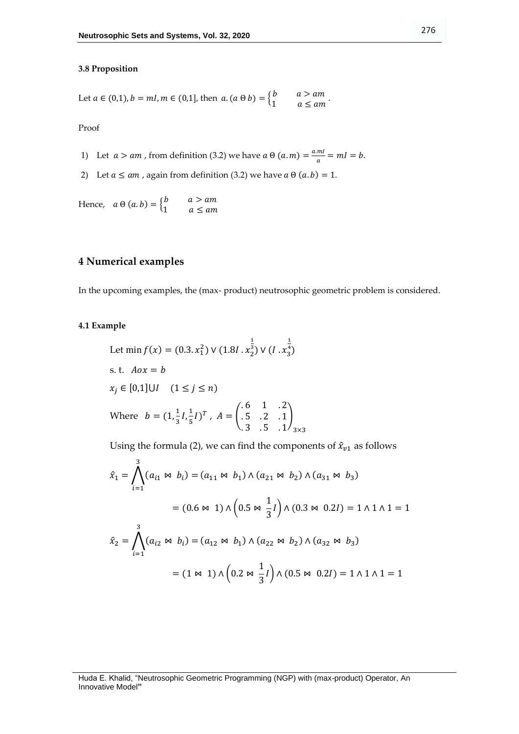**3.8 Proposition**

Let $a \in (0,1), b = mI, m \in (0,1]$, then $a.(a\,\Theta\, b) = \begin{cases} b & a > am \\ 1 & a \le am \end{cases}$.

Proof

1) Let $a > am$ , from definition (3.2) we have $a\,\Theta\,(a.m) = \frac{a.mI}{a} = mI = b$.

2) Let $a \le am$ , again from definition (3.2) we have $a\,\Theta\,(a.b) = 1$.

Hence, $a\,\Theta\,(a.b) = \begin{cases} b & a > am \\ 1 & a \le am \end{cases}$

## 4 Numerical examples

In the upcoming examples, the (max- product) neutrosophic geometric problem is considered.

**4.1 Example**

Let $\min f(x) = (0.3.x_1^2) \vee (1.8I\,.\,x_2^{\frac{1}{3}}) \vee (I\,.\,x_3^{\frac{1}{4}})$

s. t. $Aox = b$

$x_j \in [0,1] \cup I \quad (1 \le j \le n)$

Where $b = (1, \frac{1}{3}I, \frac{1}{5}I)^T$ , $A = \begin{pmatrix} .6 & 1 & .2 \\ .5 & .2 & .1 \\ .3 & .5 & .1 \end{pmatrix}_{3\times 3}$

Using the formula (2), we can find the components of $\hat{x}_{v1}$ as follows

$$\hat{x}_1 = \bigwedge_{i=1}^{3} (a_{i1} \bowtie b_i) = (a_{11} \bowtie b_1) \wedge (a_{21} \bowtie b_2) \wedge (a_{31} \bowtie b_3)$$

$$= (0.6 \bowtie 1) \wedge \left(0.5 \bowtie \frac{1}{3}I\right) \wedge (0.3 \bowtie 0.2I) = 1 \wedge 1 \wedge 1 = 1$$

$$\hat{x}_2 = \bigwedge_{i=1}^{3} (a_{i2} \bowtie b_i) = (a_{12} \bowtie b_1) \wedge (a_{22} \bowtie b_2) \wedge (a_{32} \bowtie b_3)$$

$$= (1 \bowtie 1) \wedge \left(0.2 \bowtie \frac{1}{3}I\right) \wedge (0.5 \bowtie 0.2I) = 1 \wedge 1 \wedge 1 = 1$$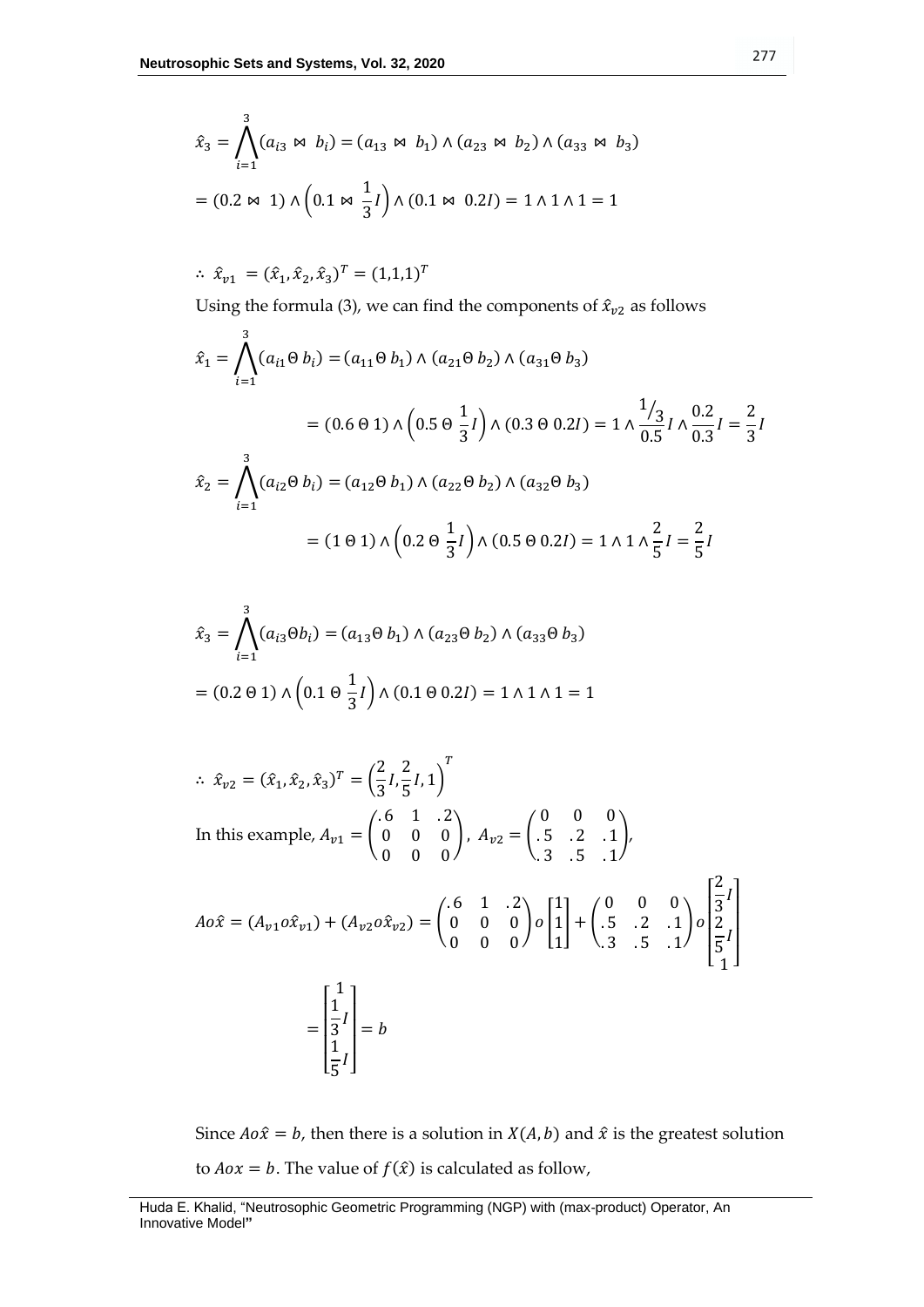$$\hat{x}_3 = \bigwedge_{i=1}^{3} (a_{i3} \bowtie b_i) = (a_{13} \bowtie b_1) \wedge (a_{23} \bowtie b_2) \wedge (a_{33} \bowtie b_3)$$

$$= (0.2 \bowtie 1) \wedge \left(0.1 \bowtie \frac{1}{3}I\right) \wedge (0.1 \bowtie 0.2I) = 1 \wedge 1 \wedge 1 = 1$$

$$\therefore \hat{x}_{v1} = (\hat{x}_1, \hat{x}_2, \hat{x}_3)^T = (1,1,1)^T$$

Using the formula (3), we can find the components of $\hat{x}_{v2}$ as follows

$$\hat{x}_1 = \bigwedge_{i=1}^{3} (a_{i1} \Theta\, b_i) = (a_{11} \Theta\, b_1) \wedge (a_{21} \Theta\, b_2) \wedge (a_{31} \Theta\, b_3)$$

$$= (0.6\; \Theta\; 1) \wedge \left(0.5\; \Theta\; \frac{1}{3}I\right) \wedge (0.3\; \Theta\; 0.2I) = 1 \wedge \frac{1/3}{0.5} I \wedge \frac{0.2}{0.3} I = \frac{2}{3} I$$

$$\hat{x}_2 = \bigwedge_{i=1}^{3} (a_{i2} \Theta\, b_i) = (a_{12} \Theta\, b_1) \wedge (a_{22} \Theta\, b_2) \wedge (a_{32} \Theta\, b_3)$$

$$= (1\; \Theta\; 1) \wedge \left(0.2\; \Theta\; \frac{1}{3}I\right) \wedge (0.5\; \Theta\; 0.2I) = 1 \wedge 1 \wedge \frac{2}{5} I = \frac{2}{5} I$$

$$\hat{x}_3 = \bigwedge_{i=1}^{3} (a_{i3} \Theta b_i) = (a_{13} \Theta\, b_1) \wedge (a_{23} \Theta\, b_2) \wedge (a_{33} \Theta\, b_3)$$

$$= (0.2\; \Theta\; 1) \wedge \left(0.1\; \Theta\; \frac{1}{3}I\right) \wedge (0.1\; \Theta\; 0.2I) = 1 \wedge 1 \wedge 1 = 1$$

$$\therefore \hat{x}_{v2} = (\hat{x}_1, \hat{x}_2, \hat{x}_3)^T = \left(\frac{2}{3}I, \frac{2}{5}I, 1\right)^T$$

In this example, $A_{v1} = \begin{pmatrix} .6 & 1 & .2 \\ 0 & 0 & 0 \\ 0 & 0 & 0 \end{pmatrix}$, $A_{v2} = \begin{pmatrix} 0 & 0 & 0 \\ .5 & .2 & .1 \\ .3 & .5 & .1 \end{pmatrix}$,

$$A o \hat{x} = (A_{v1} o \hat{x}_{v1}) + (A_{v2} o \hat{x}_{v2}) = \begin{pmatrix} .6 & 1 & .2 \\ 0 & 0 & 0 \\ 0 & 0 & 0 \end{pmatrix} o \begin{bmatrix} 1 \\ 1 \\ 1 \end{bmatrix} + \begin{pmatrix} 0 & 0 & 0 \\ .5 & .2 & .1 \\ .3 & .5 & .1 \end{pmatrix} o \begin{bmatrix} \frac{2}{3}I \\ \frac{2}{5}I \\ 1 \end{bmatrix}$$

$$= \begin{bmatrix} 1 \\ \frac{1}{3}I \\ \frac{1}{5}I \end{bmatrix} = b$$

Since $A o \hat{x} = b$, then there is a solution in $X(A, b)$ and $\hat{x}$ is the greatest solution to $A o x = b$. The value of $f(\hat{x})$ is calculated as follow,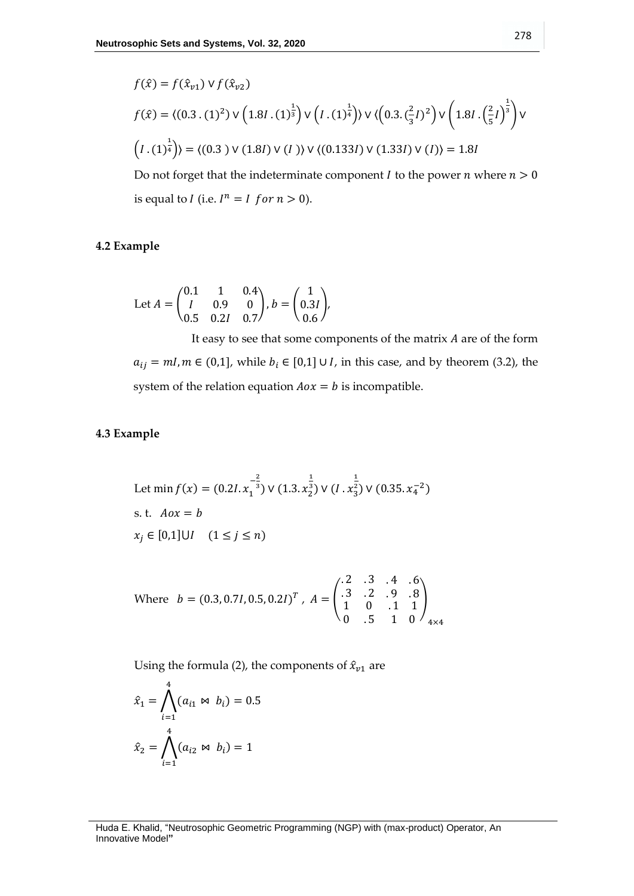$$f(\hat{x}) = f(\hat{x}_{v1}) \vee f(\hat{x}_{v2})$$

$$f(\hat{x}) = \langle (0.3\,.\,(1)^2) \vee \left(1.8I\,.\,(1)^{\frac{1}{3}}\right) \vee \left(I\,.\,(1)^{\frac{1}{4}}\right) \rangle \vee \langle \left(0.3.\,(\tfrac{2}{3}I)^2\right) \vee \left(1.8I\,.\left(\tfrac{2}{5}I\right)^{\frac{1}{3}}\right) \vee$$

$$\left(I\,.\,(1)^{\frac{1}{4}}\right) \rangle = \langle (0.3\,) \vee (1.8I) \vee (I\,) \rangle \vee \langle (0.133I) \vee (1.33I) \vee (I) \rangle = 1.8I$$

Do not forget that the indeterminate component $I$ to the power $n$ where $n > 0$ is equal to $I$ (i.e. $I^n = I \; for \; n > 0$).

### 4.2 Example

$$\text{Let } A = \begin{pmatrix} 0.1 & 1 & 0.4 \\ I & 0.9 & 0 \\ 0.5 & 0.2I & 0.7 \end{pmatrix}, b = \begin{pmatrix} 1 \\ 0.3I \\ 0.6 \end{pmatrix},$$

It easy to see that some components of the matrix $A$ are of the form $a_{ij} = mI, m \in (0,1]$, while $b_i \in [0,1] \cup I$, in this case, and by theorem (3.2), the system of the relation equation $Aox = b$ is incompatible.

### 4.3 Example

$$\text{Let } \min f(x) = (0.2I.\,x_1^{-\frac{2}{3}}) \vee (1.3.\,x_2^{\frac{1}{3}}) \vee (I\,.\,x_3^{\frac{1}{2}}) \vee (0.35.\,x_4^{-2})$$

s. t. $Aox = b$

$x_j \in [0,1] \cup I \quad (1 \le j \le n)$

$$\text{Where } \; b = (0.3, 0.7I, 0.5, 0.2I)^T \;,\; A = \begin{pmatrix} .2 & .3 & .4 & .6 \\ .3 & .2 & .9 & .8 \\ 1 & 0 & .1 & 1 \\ 0 & .5 & 1 & 0 \end{pmatrix}_{4\times 4}$$

Using the formula (2), the components of $\hat{x}_{v1}$ are

$$\hat{x}_1 = \bigwedge_{i=1}^{4} (a_{i1} \bowtie b_i) = 0.5$$

$$\hat{x}_2 = \bigwedge_{i=1}^{4} (a_{i2} \bowtie b_i) = 1$$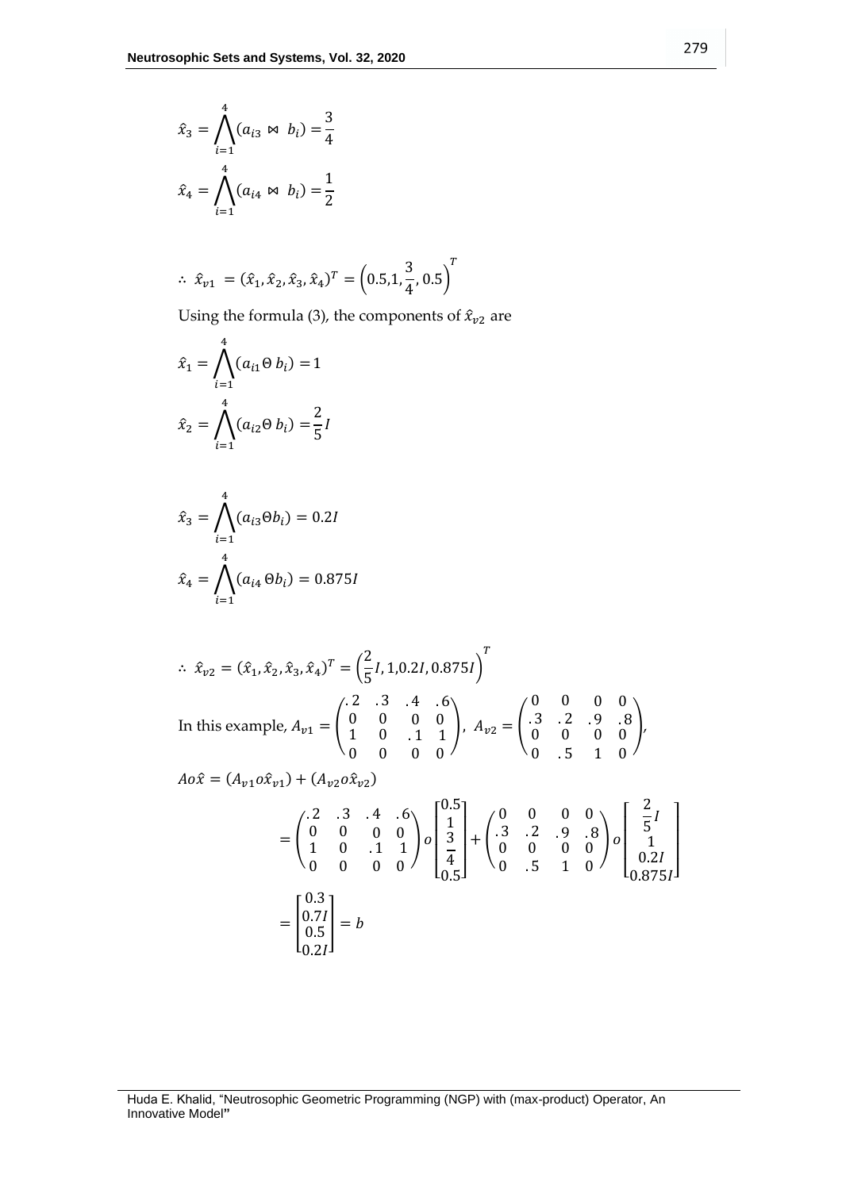$$\hat{x}_3 = \bigwedge_{i=1}^{4} (a_{i3} \bowtie b_i) = \frac{3}{4}$$

$$\hat{x}_4 = \bigwedge_{i=1}^{4} (a_{i4} \bowtie b_i) = \frac{1}{2}$$

$$\therefore \hat{x}_{v1} = (\hat{x}_1, \hat{x}_2, \hat{x}_3, \hat{x}_4)^T = \left(0.5, 1, \frac{3}{4}, 0.5\right)^T$$

Using the formula (3), the components of $\hat{x}_{v2}$ are

$$\hat{x}_1 = \bigwedge_{i=1}^{4} (a_{i1} \Theta\, b_i) = 1$$

$$\hat{x}_2 = \bigwedge_{i=1}^{4} (a_{i2} \Theta\, b_i) = \frac{2}{5} I$$

$$\hat{x}_3 = \bigwedge_{i=1}^{4} (a_{i3} \Theta b_i) = 0.2I$$

$$\hat{x}_4 = \bigwedge_{i=1}^{4} (a_{i4}\, \Theta b_i) = 0.875I$$

$$\therefore \hat{x}_{v2} = (\hat{x}_1, \hat{x}_2, \hat{x}_3, \hat{x}_4)^T = \left(\frac{2}{5} I, 1, 0.2I, 0.875I\right)^T$$

In this example, $A_{v1} = \begin{pmatrix} .2 & .3 & .4 & .6 \\ 0 & 0 & 0 & 0 \\ 1 & 0 & .1 & 1 \\ 0 & 0 & 0 & 0 \end{pmatrix}$, $A_{v2} = \begin{pmatrix} 0 & 0 & 0 & 0 \\ .3 & .2 & .9 & .8 \\ 0 & 0 & 0 & 0 \\ 0 & .5 & 1 & 0 \end{pmatrix}$,

$$A o \hat{x} = (A_{v1} o \hat{x}_{v1}) + (A_{v2} o \hat{x}_{v2})$$

$$= \begin{pmatrix} .2 & .3 & .4 & .6 \\ 0 & 0 & 0 & 0 \\ 1 & 0 & .1 & 1 \\ 0 & 0 & 0 & 0 \end{pmatrix} o \begin{bmatrix} 0.5 \\ 1 \\ \frac{3}{4} \\ 0.5 \end{bmatrix} + \begin{pmatrix} 0 & 0 & 0 & 0 \\ .3 & .2 & .9 & .8 \\ 0 & 0 & 0 & 0 \\ 0 & .5 & 1 & 0 \end{pmatrix} o \begin{bmatrix} \frac{2}{5} I \\ 1 \\ 0.2I \\ 0.875I \end{bmatrix}$$

$$= \begin{bmatrix} 0.3 \\ 0.7I \\ 0.5 \\ 0.2I \end{bmatrix} = b$$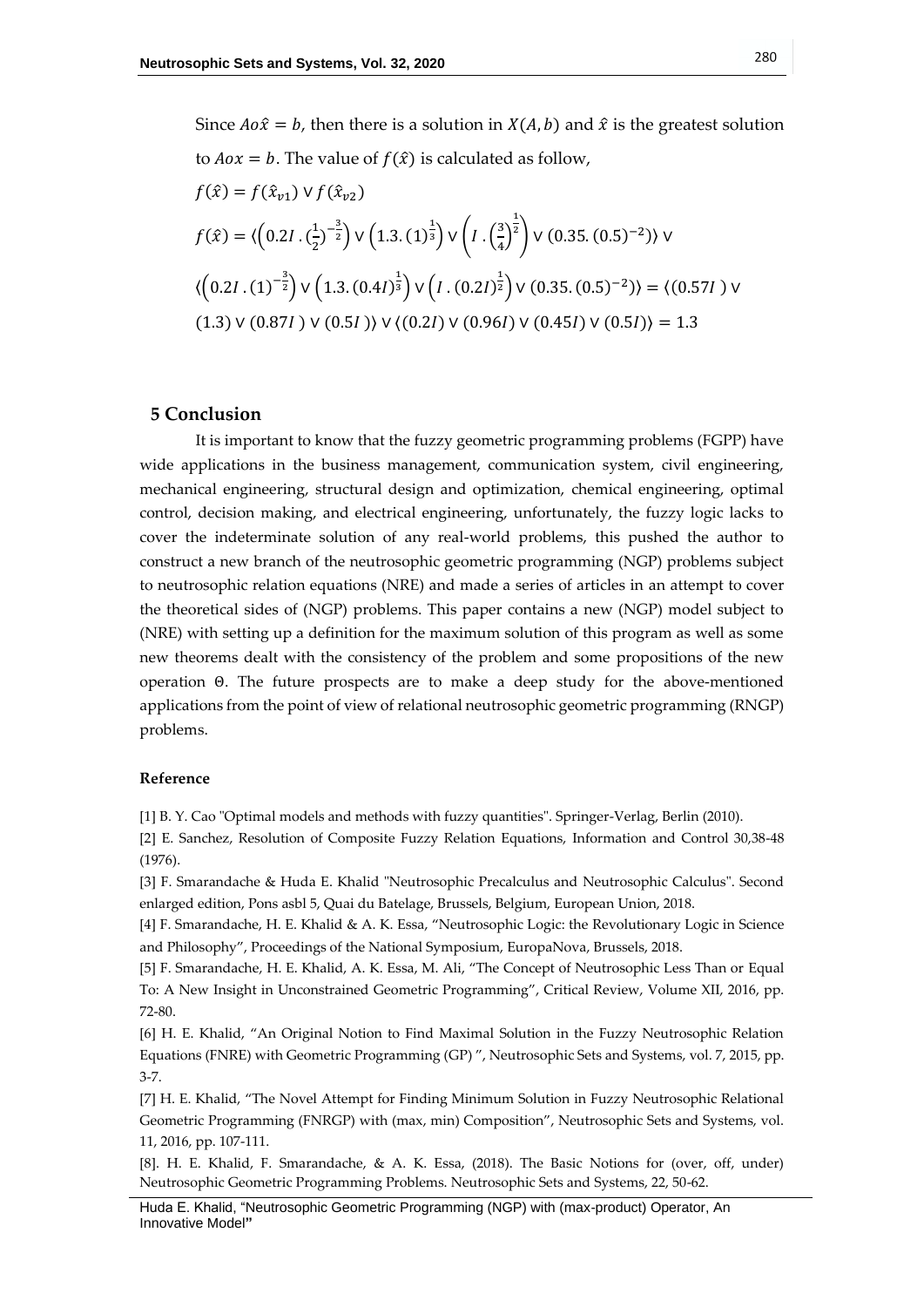Since $Ao\hat{x} = b$, then there is a solution in $X(A, b)$ and $\hat{x}$ is the greatest solution to $Aox = b$. The value of $f(\hat{x})$ is calculated as follow,

$$f(\hat{x}) = f(\hat{x}_{v1}) \vee f(\hat{x}_{v2})$$

$$f(\hat{x}) = \langle \left(0.2I\,.\,(\tfrac{1}{2})^{-\frac{3}{2}}\right) \vee \left(1.3.\,(1)^{\frac{1}{3}}\right) \vee \left(I\,.\left(\tfrac{3}{4}\right)^{\frac{1}{2}}\right) \vee (0.35.\,(0.5)^{-2}) \rangle \vee$$

$$\langle \left(0.2I\,.\,(1)^{-\frac{3}{2}}\right) \vee \left(1.3.\,(0.4I)^{\frac{1}{3}}\right) \vee \left(I\,.\,(0.2I)^{\frac{1}{2}}\right) \vee (0.35.\,(0.5)^{-2}) \rangle = \langle (0.57I\,) \vee (1.3) \vee (0.87I\,) \vee (0.5I\,) \rangle \vee \langle (0.2I) \vee (0.96I) \vee (0.45I) \vee (0.5I) \rangle = 1.3$$

## 5 Conclusion

It is important to know that the fuzzy geometric programming problems (FGPP) have wide applications in the business management, communication system, civil engineering, mechanical engineering, structural design and optimization, chemical engineering, optimal control, decision making, and electrical engineering, unfortunately, the fuzzy logic lacks to cover the indeterminate solution of any real-world problems, this pushed the author to construct a new branch of the neutrosophic geometric programming (NGP) problems subject to neutrosophic relation equations (NRE) and made a series of articles in an attempt to cover the theoretical sides of (NGP) problems. This paper contains a new (NGP) model subject to (NRE) with setting up a definition for the maximum solution of this program as well as some new theorems dealt with the consistency of the problem and some propositions of the new operation Θ. The future prospects are to make a deep study for the above-mentioned applications from the point of view of relational neutrosophic geometric programming (RNGP) problems.

### Reference

[1] B. Y. Cao "Optimal models and methods with fuzzy quantities". Springer-Verlag, Berlin (2010).

[2] E. Sanchez, Resolution of Composite Fuzzy Relation Equations, Information and Control 30,38-48 (1976).

[3] F. Smarandache & Huda E. Khalid "Neutrosophic Precalculus and Neutrosophic Calculus". Second enlarged edition, Pons asbl 5, Quai du Batelage, Brussels, Belgium, European Union, 2018.

[4] F. Smarandache, H. E. Khalid & A. K. Essa, "Neutrosophic Logic: the Revolutionary Logic in Science and Philosophy", Proceedings of the National Symposium, EuropaNova, Brussels, 2018.

[5] F. Smarandache, H. E. Khalid, A. K. Essa, M. Ali, "The Concept of Neutrosophic Less Than or Equal To: A New Insight in Unconstrained Geometric Programming", Critical Review, Volume XII, 2016, pp. 72-80.

[6] H. E. Khalid, "An Original Notion to Find Maximal Solution in the Fuzzy Neutrosophic Relation Equations (FNRE) with Geometric Programming (GP) ", Neutrosophic Sets and Systems, vol. 7, 2015, pp. 3-7.

[7] H. E. Khalid, "The Novel Attempt for Finding Minimum Solution in Fuzzy Neutrosophic Relational Geometric Programming (FNRGP) with (max, min) Composition", Neutrosophic Sets and Systems, vol. 11, 2016, pp. 107-111.

[8]. H. E. Khalid, F. Smarandache, & A. K. Essa, (2018). The Basic Notions for (over, off, under) Neutrosophic Geometric Programming Problems. Neutrosophic Sets and Systems, 22, 50-62.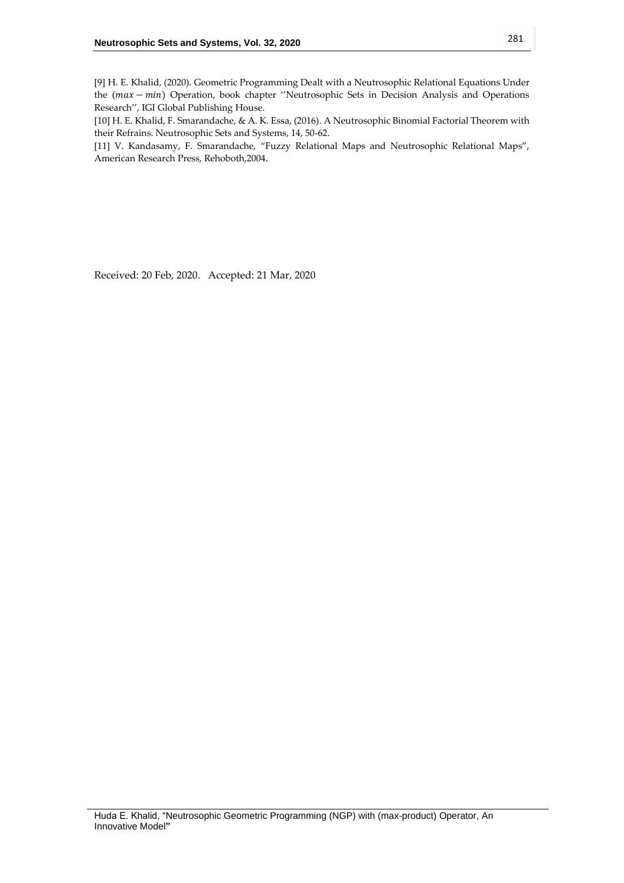[9] H. E. Khalid, (2020). Geometric Programming Dealt with a Neutrosophic Relational Equations Under the $(max - min)$ Operation, book chapter ''Neutrosophic Sets in Decision Analysis and Operations Research'', IGI Global Publishing House.

[10] H. E. Khalid, F. Smarandache, & A. K. Essa, (2016). A Neutrosophic Binomial Factorial Theorem with their Refrains. Neutrosophic Sets and Systems, 14, 50-62.

[11] V. Kandasamy, F. Smarandache, "Fuzzy Relational Maps and Neutrosophic Relational Maps", American Research Press, Rehoboth,2004.

Received: 20 Feb, 2020. Accepted: 21 Mar, 2020